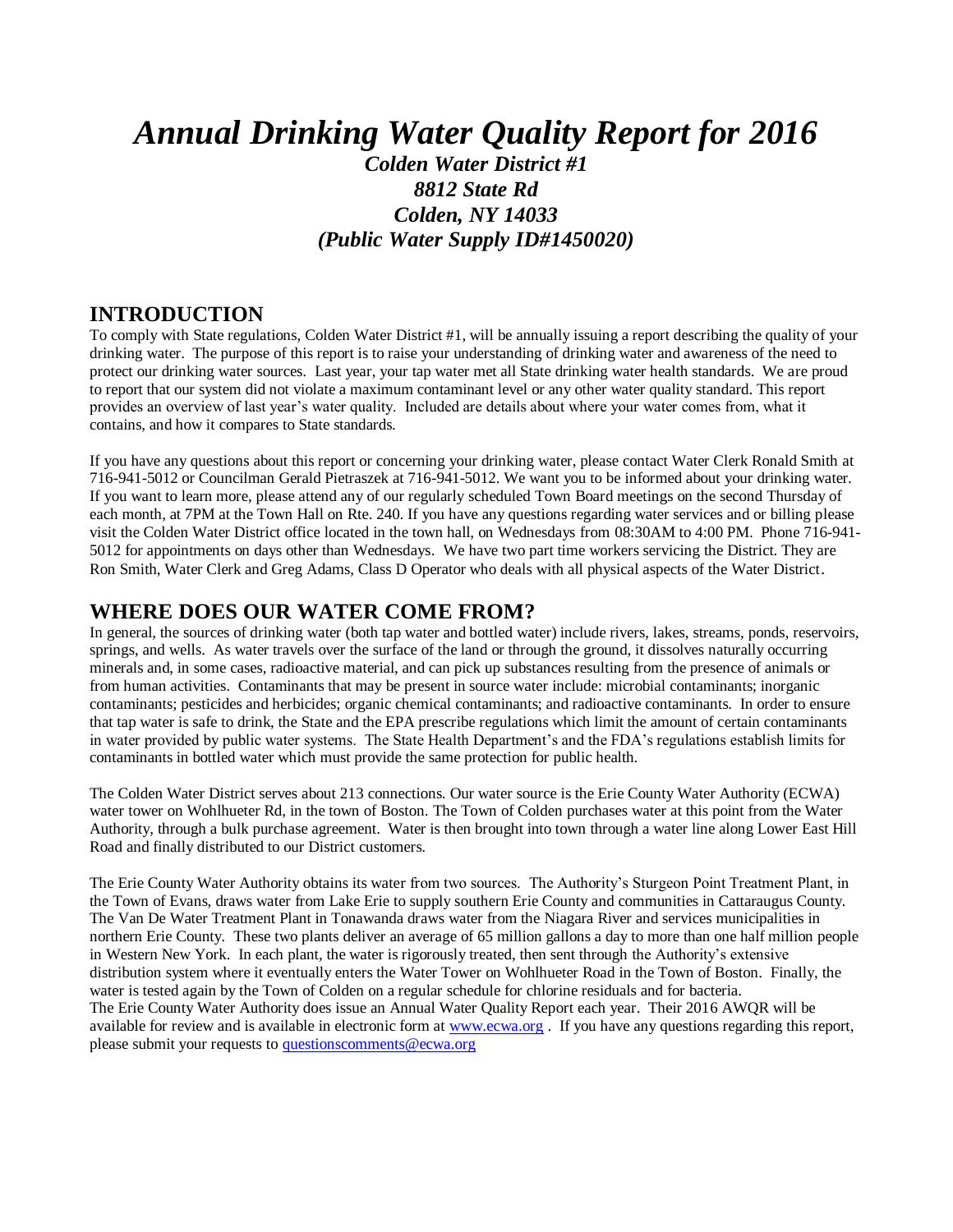# *Annual Drinking Water Quality Report for 2016*

***Colden Water District #1***
***8812 State Rd***
***Colden, NY 14033***
***(Public Water Supply ID#1450020)***

## INTRODUCTION

To comply with State regulations, Colden Water District #1, will be annually issuing a report describing the quality of your drinking water. The purpose of this report is to raise your understanding of drinking water and awareness of the need to protect our drinking water sources. Last year, your tap water met all State drinking water health standards. We are proud to report that our system did not violate a maximum contaminant level or any other water quality standard. This report provides an overview of last year's water quality. Included are details about where your water comes from, what it contains, and how it compares to State standards.

If you have any questions about this report or concerning your drinking water, please contact Water Clerk Ronald Smith at 716-941-5012 or Councilman Gerald Pietraszek at 716-941-5012. We want you to be informed about your drinking water. If you want to learn more, please attend any of our regularly scheduled Town Board meetings on the second Thursday of each month, at 7PM at the Town Hall on Rte. 240. If you have any questions regarding water services and or billing please visit the Colden Water District office located in the town hall, on Wednesdays from 08:30AM to 4:00 PM. Phone 716-941-5012 for appointments on days other than Wednesdays. We have two part time workers servicing the District. They are Ron Smith, Water Clerk and Greg Adams, Class D Operator who deals with all physical aspects of the Water District.

## WHERE DOES OUR WATER COME FROM?

In general, the sources of drinking water (both tap water and bottled water) include rivers, lakes, streams, ponds, reservoirs, springs, and wells. As water travels over the surface of the land or through the ground, it dissolves naturally occurring minerals and, in some cases, radioactive material, and can pick up substances resulting from the presence of animals or from human activities. Contaminants that may be present in source water include: microbial contaminants; inorganic contaminants; pesticides and herbicides; organic chemical contaminants; and radioactive contaminants. In order to ensure that tap water is safe to drink, the State and the EPA prescribe regulations which limit the amount of certain contaminants in water provided by public water systems. The State Health Department's and the FDA's regulations establish limits for contaminants in bottled water which must provide the same protection for public health.

The Colden Water District serves about 213 connections. Our water source is the Erie County Water Authority (ECWA) water tower on Wohlhueter Rd, in the town of Boston. The Town of Colden purchases water at this point from the Water Authority, through a bulk purchase agreement. Water is then brought into town through a water line along Lower East Hill Road and finally distributed to our District customers.

The Erie County Water Authority obtains its water from two sources. The Authority's Sturgeon Point Treatment Plant, in the Town of Evans, draws water from Lake Erie to supply southern Erie County and communities in Cattaraugus County. The Van De Water Treatment Plant in Tonawanda draws water from the Niagara River and services municipalities in northern Erie County. These two plants deliver an average of 65 million gallons a day to more than one half million people in Western New York. In each plant, the water is rigorously treated, then sent through the Authority's extensive distribution system where it eventually enters the Water Tower on Wohlhueter Road in the Town of Boston. Finally, the water is tested again by the Town of Colden on a regular schedule for chlorine residuals and for bacteria.
The Erie County Water Authority does issue an Annual Water Quality Report each year. Their 2016 AWQR will be available for review and is available in electronic form at [www.ecwa.org](www.ecwa.org) . If you have any questions regarding this report, please submit your requests to [questionscomments@ecwa.org](mailto:questionscomments@ecwa.org)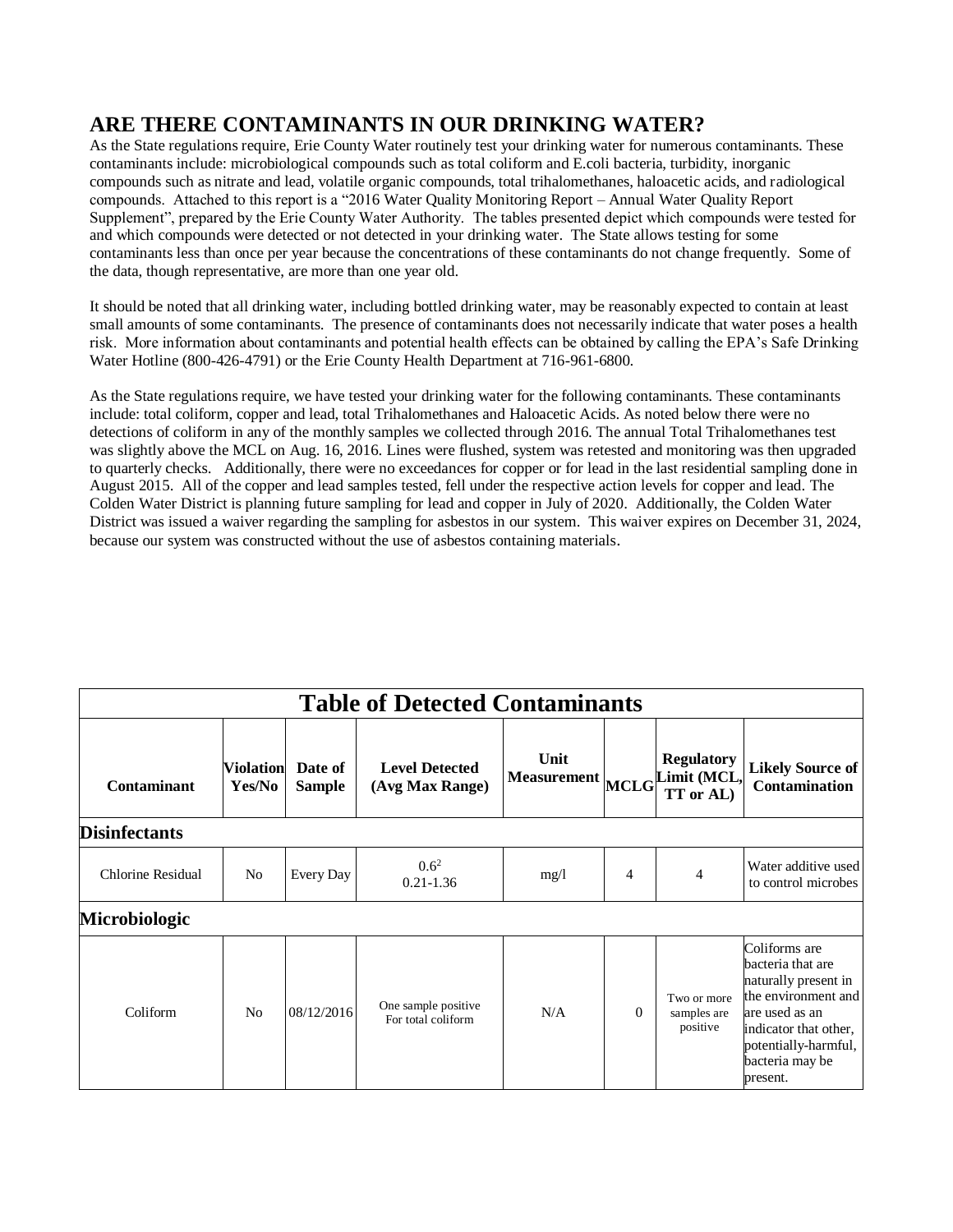## ARE THERE CONTAMINANTS IN OUR DRINKING WATER?

As the State regulations require, Erie County Water routinely test your drinking water for numerous contaminants. These contaminants include: microbiological compounds such as total coliform and E.coli bacteria, turbidity, inorganic compounds such as nitrate and lead, volatile organic compounds, total trihalomethanes, haloacetic acids, and radiological compounds. Attached to this report is a "2016 Water Quality Monitoring Report – Annual Water Quality Report Supplement", prepared by the Erie County Water Authority. The tables presented depict which compounds were tested for and which compounds were detected or not detected in your drinking water. The State allows testing for some contaminants less than once per year because the concentrations of these contaminants do not change frequently. Some of the data, though representative, are more than one year old.

It should be noted that all drinking water, including bottled drinking water, may be reasonably expected to contain at least small amounts of some contaminants. The presence of contaminants does not necessarily indicate that water poses a health risk. More information about contaminants and potential health effects can be obtained by calling the EPA's Safe Drinking Water Hotline (800-426-4791) or the Erie County Health Department at 716-961-6800.

As the State regulations require, we have tested your drinking water for the following contaminants. These contaminants include: total coliform, copper and lead, total Trihalomethanes and Haloacetic Acids. As noted below there were no detections of coliform in any of the monthly samples we collected through 2016. The annual Total Trihalomethanes test was slightly above the MCL on Aug. 16, 2016. Lines were flushed, system was retested and monitoring was then upgraded to quarterly checks. Additionally, there were no exceedances for copper or for lead in the last residential sampling done in August 2015. All of the copper and lead samples tested, fell under the respective action levels for copper and lead. The Colden Water District is planning future sampling for lead and copper in July of 2020. Additionally, the Colden Water District was issued a waiver regarding the sampling for asbestos in our system. This waiver expires on December 31, 2024, because our system was constructed without the use of asbestos containing materials.

| Table of Detected Contaminants | | | | | | | |
|---|---|---|---|---|---|---|---|
| **Contaminant** | **Violation Yes/No** | **Date of Sample** | **Level Detected (Avg Max Range)** | **Unit Measurement** | **MCLG** | **Regulatory Limit (MCL, TT or AL)** | **Likely Source of Contamination** |
| **Disinfectants** | | | | | | | |
| Chlorine Residual | No | Every Day | 0.6[2] 0.21-1.36 | mg/l | 4 | 4 | Water additive used to control microbes |
| **Microbiologic** | | | | | | | |
| Coliform | No | 08/12/2016 | One sample positive For total coliform | N/A | 0 | Two or more samples are positive | Coliforms are bacteria that are naturally present in the environment and are used as an indicator that other, potentially-harmful, bacteria may be present. |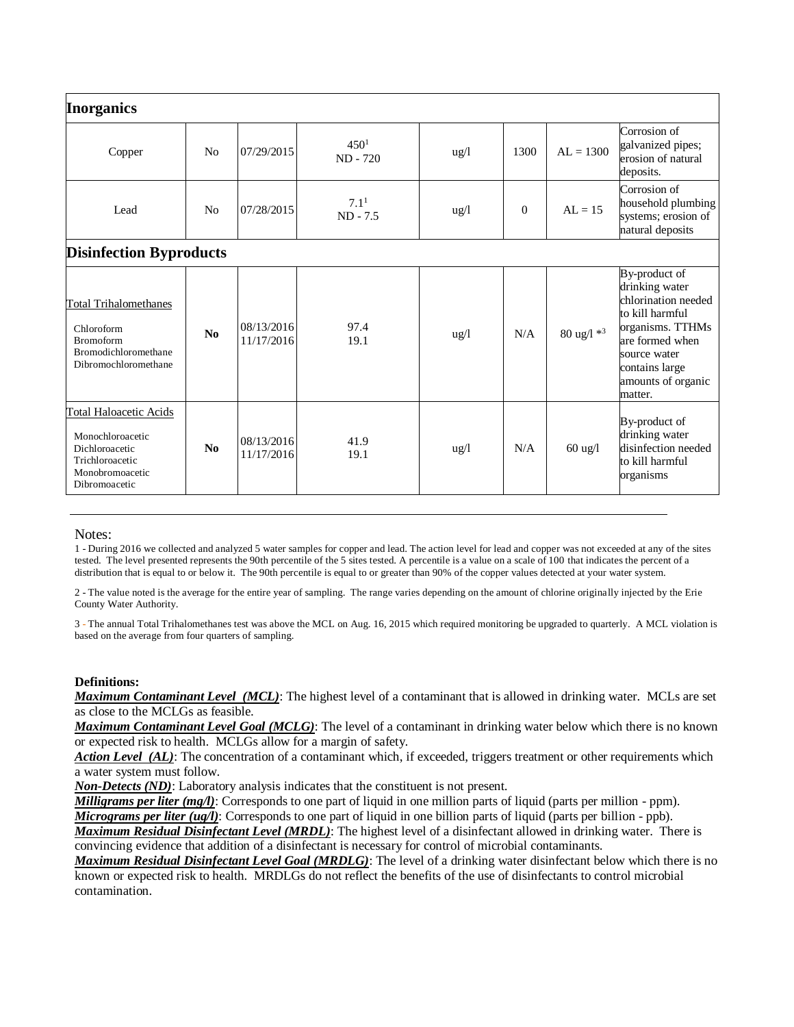| Inorganics | | | | | | | |
|---|---|---|---|---|---|---|---|
| Copper | No | 07/29/2015 | 450[1] ND - 720 | ug/l | 1300 | AL = 1300 | Corrosion of galvanized pipes; erosion of natural deposits. |
| Lead | No | 07/28/2015 | 7.1[1] ND - 7.5 | ug/l | 0 | AL = 15 | Corrosion of household plumbing systems; erosion of natural deposits |
| **Disinfection Byproducts** | | | | | | | |
| Total Trihalomethanes<br>Chloroform<br>Bromoform<br>Bromodichloromethane<br>Dibromochloromethane | **No** | 08/13/2016<br>11/17/2016 | 97.4<br>19.1 | ug/l | N/A | 80 ug/l *[3] | By-product of drinking water chlorination needed to kill harmful organisms. TTHMs are formed when source water contains large amounts of organic matter. |
| Total Haloacetic Acids<br>Monochloroacetic<br>Dichloroacetic<br>Trichloroacetic<br>Monobromoacetic<br>Dibromoacetic | **No** | 08/13/2016<br>11/17/2016 | 41.9<br>19.1 | ug/l | N/A | 60 ug/l | By-product of drinking water disinfection needed to kill harmful organisms |

Notes:

1 - During 2016 we collected and analyzed 5 water samples for copper and lead. The action level for lead and copper was not exceeded at any of the sites tested. The level presented represents the 90th percentile of the 5 sites tested. A percentile is a value on a scale of 100 that indicates the percent of a distribution that is equal to or below it. The 90th percentile is equal to or greater than 90% of the copper values detected at your water system.

2 - The value noted is the average for the entire year of sampling. The range varies depending on the amount of chlorine originally injected by the Erie County Water Authority.

3 - The annual Total Trihalomethanes test was above the MCL on Aug. 16, 2015 which required monitoring be upgraded to quarterly. A MCL violation is based on the average from four quarters of sampling.

**Definitions:**

***Maximum Contaminant Level (MCL)***: The highest level of a contaminant that is allowed in drinking water. MCLs are set as close to the MCLGs as feasible.

***Maximum Contaminant Level Goal (MCLG)***: The level of a contaminant in drinking water below which there is no known or expected risk to health. MCLGs allow for a margin of safety.

***Action Level (AL)***: The concentration of a contaminant which, if exceeded, triggers treatment or other requirements which a water system must follow.

***Non-Detects (ND)***: Laboratory analysis indicates that the constituent is not present.

***Milligrams per liter (mg/l)***: Corresponds to one part of liquid in one million parts of liquid (parts per million - ppm).

***Micrograms per liter (ug/l)***: Corresponds to one part of liquid in one billion parts of liquid (parts per billion - ppb).

***Maximum Residual Disinfectant Level (MRDL)***: The highest level of a disinfectant allowed in drinking water. There is convincing evidence that addition of a disinfectant is necessary for control of microbial contaminants.

***Maximum Residual Disinfectant Level Goal (MRDLG)***: The level of a drinking water disinfectant below which there is no known or expected risk to health. MRDLGs do not reflect the benefits of the use of disinfectants to control microbial contamination.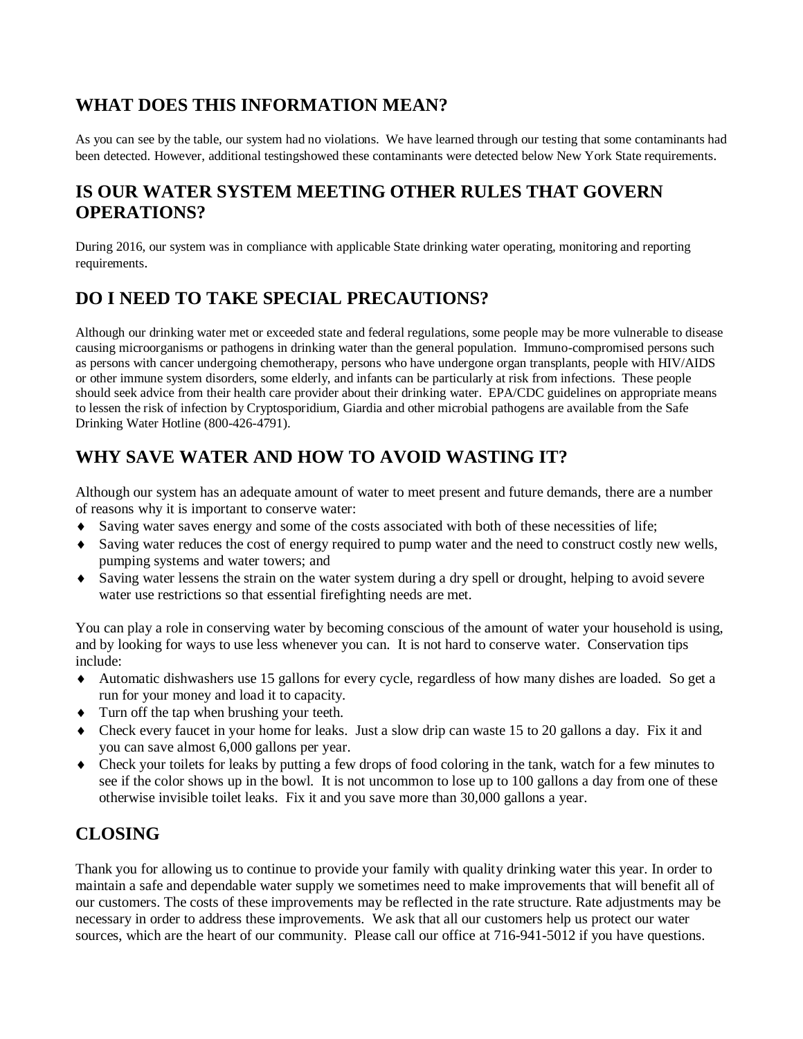## WHAT DOES THIS INFORMATION MEAN?

As you can see by the table, our system had no violations. We have learned through our testing that some contaminants had been detected. However, additional testingshowed these contaminants were detected below New York State requirements.

## IS OUR WATER SYSTEM MEETING OTHER RULES THAT GOVERN OPERATIONS?

During 2016, our system was in compliance with applicable State drinking water operating, monitoring and reporting requirements.

## DO I NEED TO TAKE SPECIAL PRECAUTIONS?

Although our drinking water met or exceeded state and federal regulations, some people may be more vulnerable to disease causing microorganisms or pathogens in drinking water than the general population. Immuno-compromised persons such as persons with cancer undergoing chemotherapy, persons who have undergone organ transplants, people with HIV/AIDS or other immune system disorders, some elderly, and infants can be particularly at risk from infections. These people should seek advice from their health care provider about their drinking water. EPA/CDC guidelines on appropriate means to lessen the risk of infection by Cryptosporidium, Giardia and other microbial pathogens are available from the Safe Drinking Water Hotline (800-426-4791).

## WHY SAVE WATER AND HOW TO AVOID WASTING IT?

Although our system has an adequate amount of water to meet present and future demands, there are a number of reasons why it is important to conserve water:

- Saving water saves energy and some of the costs associated with both of these necessities of life;
- Saving water reduces the cost of energy required to pump water and the need to construct costly new wells, pumping systems and water towers; and
- Saving water lessens the strain on the water system during a dry spell or drought, helping to avoid severe water use restrictions so that essential firefighting needs are met.

You can play a role in conserving water by becoming conscious of the amount of water your household is using, and by looking for ways to use less whenever you can. It is not hard to conserve water. Conservation tips include:

- Automatic dishwashers use 15 gallons for every cycle, regardless of how many dishes are loaded. So get a run for your money and load it to capacity.
- Turn off the tap when brushing your teeth.
- Check every faucet in your home for leaks. Just a slow drip can waste 15 to 20 gallons a day. Fix it and you can save almost 6,000 gallons per year.
- Check your toilets for leaks by putting a few drops of food coloring in the tank, watch for a few minutes to see if the color shows up in the bowl. It is not uncommon to lose up to 100 gallons a day from one of these otherwise invisible toilet leaks. Fix it and you save more than 30,000 gallons a year.

## CLOSING

Thank you for allowing us to continue to provide your family with quality drinking water this year. In order to maintain a safe and dependable water supply we sometimes need to make improvements that will benefit all of our customers. The costs of these improvements may be reflected in the rate structure. Rate adjustments may be necessary in order to address these improvements. We ask that all our customers help us protect our water sources, which are the heart of our community. Please call our office at 716-941-5012 if you have questions.